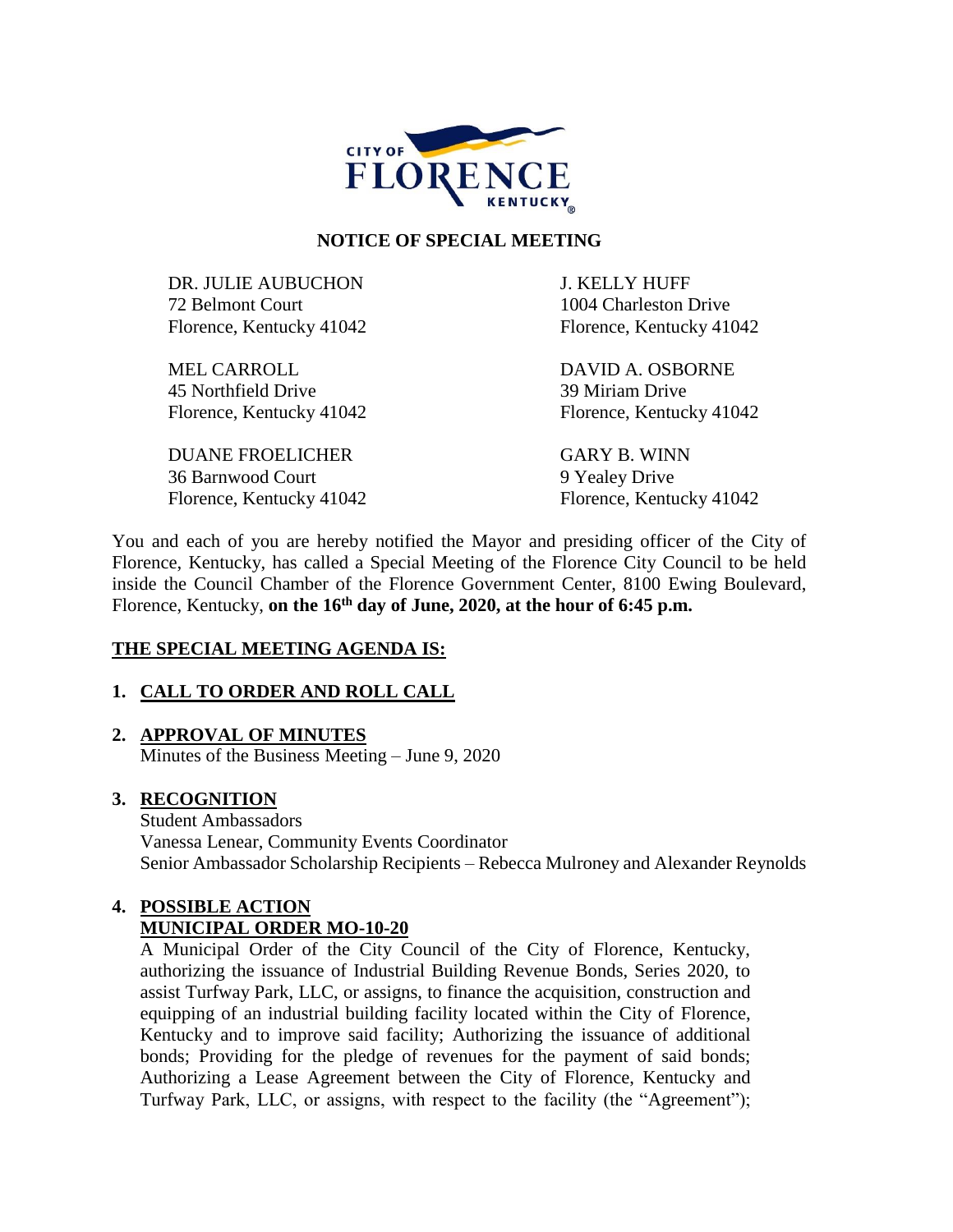CITY OF FLORENCE KENTUCKY

## NOTICE OF SPECIAL MEETING

DR. JULIE AUBUCHON
72 Belmont Court
Florence, Kentucky 41042

MEL CARROLL
45 Northfield Drive
Florence, Kentucky 41042

DUANE FROELICHER
36 Barnwood Court
Florence, Kentucky 41042

J. KELLY HUFF
1004 Charleston Drive
Florence, Kentucky 41042

DAVID A. OSBORNE
39 Miriam Drive
Florence, Kentucky 41042

GARY B. WINN
9 Yealey Drive
Florence, Kentucky 41042

You and each of you are hereby notified the Mayor and presiding officer of the City of Florence, Kentucky, has called a Special Meeting of the Florence City Council to be held inside the Council Chamber of the Florence Government Center, 8100 Ewing Boulevard, Florence, Kentucky, **on the 16th day of June, 2020, at the hour of 6:45 p.m.**

### THE SPECIAL MEETING AGENDA IS:

1. **CALL TO ORDER AND ROLL CALL**

2. **APPROVAL OF MINUTES**
   Minutes of the Business Meeting – June 9, 2020

3. **RECOGNITION**
   Student Ambassadors
   Vanessa Lenear, Community Events Coordinator
   Senior Ambassador Scholarship Recipients – Rebecca Mulroney and Alexander Reynolds

4. **POSSIBLE ACTION**
   **MUNICIPAL ORDER MO-10-20**
   A Municipal Order of the City Council of the City of Florence, Kentucky, authorizing the issuance of Industrial Building Revenue Bonds, Series 2020, to assist Turfway Park, LLC, or assigns, to finance the acquisition, construction and equipping of an industrial building facility located within the City of Florence, Kentucky and to improve said facility; Authorizing the issuance of additional bonds; Providing for the pledge of revenues for the payment of said bonds; Authorizing a Lease Agreement between the City of Florence, Kentucky and Turfway Park, LLC, or assigns, with respect to the facility (the "Agreement");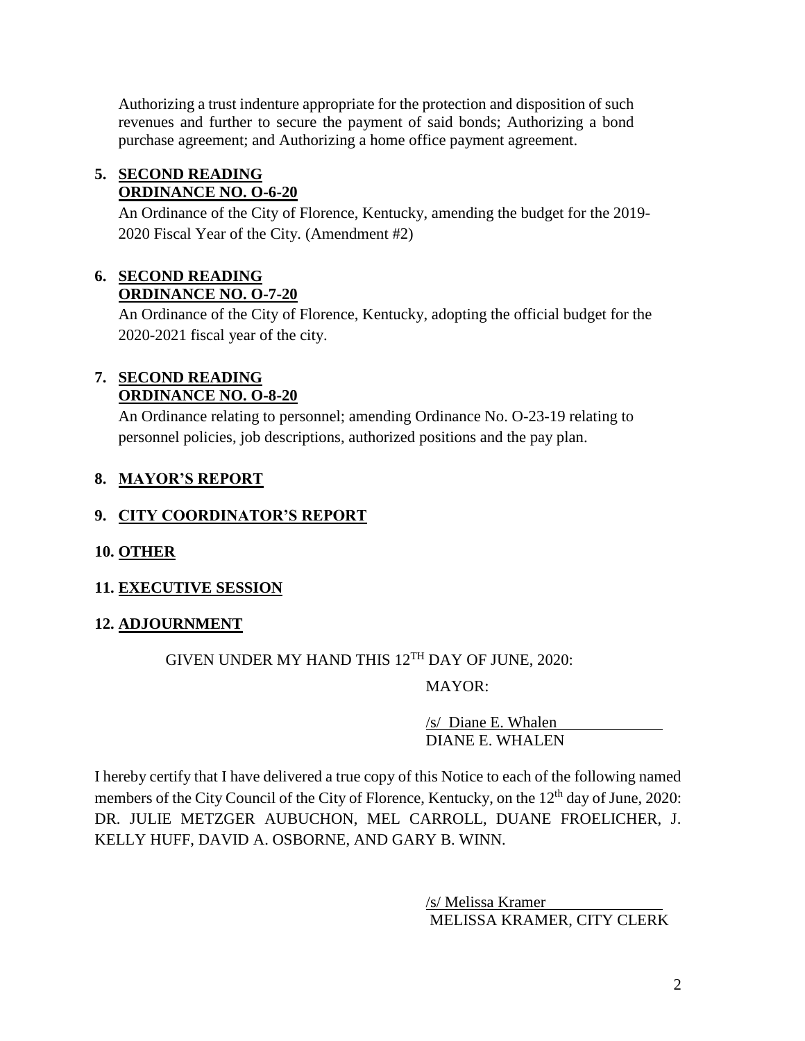Authorizing a trust indenture appropriate for the protection and disposition of such revenues and further to secure the payment of said bonds; Authorizing a bond purchase agreement; and Authorizing a home office payment agreement.

5. **SECOND READING**
   **ORDINANCE NO. O-6-20**

   An Ordinance of the City of Florence, Kentucky, amending the budget for the 2019-2020 Fiscal Year of the City. (Amendment #2)

6. **SECOND READING**
   **ORDINANCE NO. O-7-20**

   An Ordinance of the City of Florence, Kentucky, adopting the official budget for the 2020-2021 fiscal year of the city.

7. **SECOND READING**
   **ORDINANCE NO. O-8-20**

   An Ordinance relating to personnel; amending Ordinance No. O-23-19 relating to personnel policies, job descriptions, authorized positions and the pay plan.

8. **MAYOR'S REPORT**

9. **CITY COORDINATOR'S REPORT**

10. **OTHER**

11. **EXECUTIVE SESSION**

12. **ADJOURNMENT**

GIVEN UNDER MY HAND THIS 12TH DAY OF JUNE, 2020:

MAYOR:

/s/ Diane E. Whalen
DIANE E. WHALEN

I hereby certify that I have delivered a true copy of this Notice to each of the following named members of the City Council of the City of Florence, Kentucky, on the 12th day of June, 2020: DR. JULIE METZGER AUBUCHON, MEL CARROLL, DUANE FROELICHER, J. KELLY HUFF, DAVID A. OSBORNE, AND GARY B. WINN.

/s/ Melissa Kramer
MELISSA KRAMER, CITY CLERK